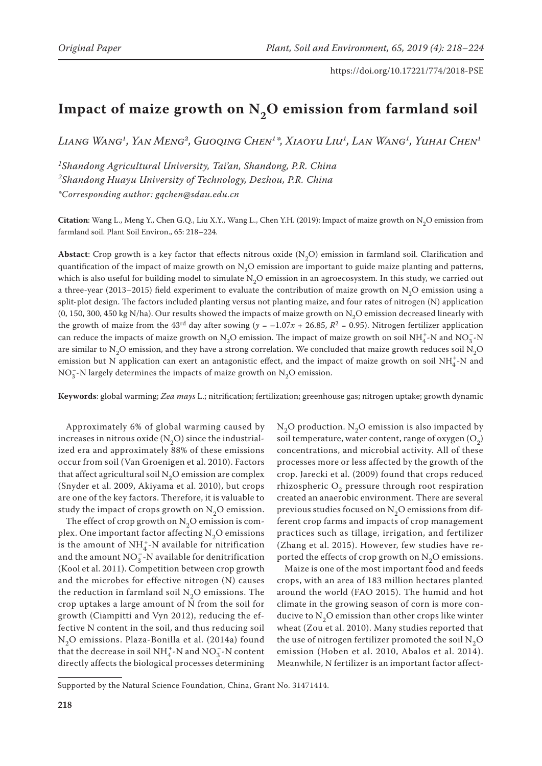# Impact of maize growth on $N_2O$ emission from farmland soil

*Liang Wang[1], Yan Meng[2], Guoqing Chen[1]*, Xiaoyu Liu[1], Lan Wang[1], Yuhai Chen[1]*

[1]*Shandong Agricultural University, Tai'an, Shandong, P.R. China*
[2]*Shandong Huayu University of Technology, Dezhou, P.R. China*
*\*Corresponding author: gqchen@sdau.edu.cn*

**Citation**: Wang L., Meng Y., Chen G.Q., Liu X.Y., Wang L., Chen Y.H. (2019): Impact of maize growth on $N_2O$ emission from farmland soil. Plant Soil Environ., 65: 218–224.

**Abstact**: Crop growth is a key factor that effects nitrous oxide ($N_2O$) emission in farmland soil. Clarification and quantification of the impact of maize growth on $N_2O$ emission are important to guide maize planting and patterns, which is also useful for building model to simulate $N_2O$ emission in an agroecosystem. In this study, we carried out a three-year (2013–2015) field experiment to evaluate the contribution of maize growth on $N_2O$ emission using a split-plot design. The factors included planting versus not planting maize, and four rates of nitrogen (N) application (0, 150, 300, 450 kg N/ha). Our results showed the impacts of maize growth on $N_2O$ emission decreased linearly with the growth of maize from the 43[rd] day after sowing ($y = -1.07x + 26.85$, $R^2 = 0.95$). Nitrogen fertilizer application can reduce the impacts of maize growth on $N_2O$ emission. The impact of maize growth on soil $NH_4^+$-N and $NO_3^-$-N are similar to $N_2O$ emission, and they have a strong correlation. We concluded that maize growth reduces soil $N_2O$ emission but N application can exert an antagonistic effect, and the impact of maize growth on soil $NH_4^+$-N and $NO_3^-$-N largely determines the impacts of maize growth on $N_2O$ emission.

**Keywords**: global warming; *Zea mays* L.; nitrification; fertilization; greenhouse gas; nitrogen uptake; growth dynamic

Approximately 6% of global warming caused by increases in nitrous oxide ($N_2O$) since the industrialized era and approximately 88% of these emissions occur from soil (Van Groenigen et al. 2010). Factors that affect agricultural soil $N_2O$ emission are complex (Snyder et al. 2009, Akiyama et al. 2010), but crops are one of the key factors. Therefore, it is valuable to study the impact of crops growth on $N_2O$ emission.

The effect of crop growth on $N_2O$ emission is complex. One important factor affecting $N_2O$ emissions is the amount of $NH_4^+$-N available for nitrification and the amount $NO_3^-$-N available for denitrification (Kool et al. 2011). Competition between crop growth and the microbes for effective nitrogen (N) causes the reduction in farmland soil $N_2O$ emissions. The crop uptakes a large amount of N from the soil for growth (Ciampitti and Vyn 2012), reducing the effective N content in the soil, and thus reducing soil $N_2O$ emissions. Plaza-Bonilla et al. (2014a) found that the decrease in soil $NH_4^+$-N and $NO_3^-$-N content directly affects the biological processes determining $N_2O$ production. $N_2O$ emission is also impacted by soil temperature, water content, range of oxygen ($O_2$) concentrations, and microbial activity. All of these processes more or less affected by the growth of the crop. Jarecki et al. (2009) found that crops reduced rhizospheric $O_2$ pressure through root respiration created an anaerobic environment. There are several previous studies focused on $N_2O$ emissions from different crop farms and impacts of crop management practices such as tillage, irrigation, and fertilizer (Zhang et al. 2015). However, few studies have reported the effects of crop growth on $N_2O$ emissions.

Maize is one of the most important food and feeds crops, with an area of 183 million hectares planted around the world (FAO 2015). The humid and hot climate in the growing season of corn is more conducive to $N_2O$ emission than other crops like winter wheat (Zou et al. 2010). Many studies reported that the use of nitrogen fertilizer promoted the soil $N_2O$ emission (Hoben et al. 2010, Abalos et al. 2014). Meanwhile, N fertilizer is an important factor affect-

Supported by the Natural Science Foundation, China, Grant No. 31471414.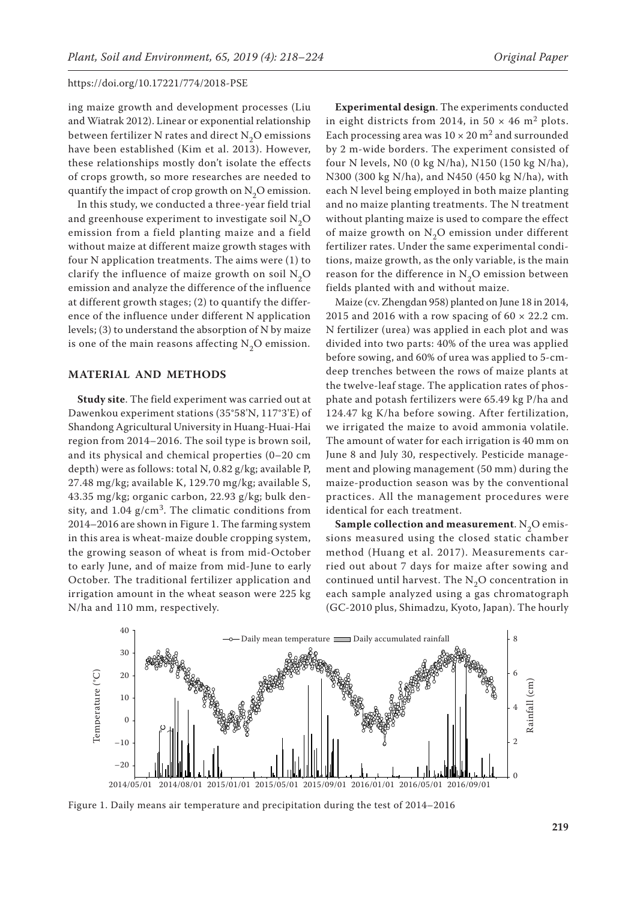ing maize growth and development processes (Liu and Wiatrak 2012). Linear or exponential relationship between fertilizer N rates and direct $N_2O$ emissions have been established (Kim et al. 2013). However, these relationships mostly don't isolate the effects of crops growth, so more researches are needed to quantify the impact of crop growth on $N_2O$ emission.

In this study, we conducted a three-year field trial and greenhouse experiment to investigate soil $N_2O$ emission from a field planting maize and a field without maize at different maize growth stages with four N application treatments. The aims were (1) to clarify the influence of maize growth on soil $N_2O$ emission and analyze the difference of the influence at different growth stages; (2) to quantify the difference of the influence under different N application levels; (3) to understand the absorption of N by maize is one of the main reasons affecting $N_2O$ emission.

## MATERIAL AND METHODS

**Study site**. The field experiment was carried out at Dawenkou experiment stations (35°58'N, 117°3'E) of Shandong Agricultural University in Huang-Huai-Hai region from 2014–2016. The soil type is brown soil, and its physical and chemical properties (0–20 cm depth) were as follows: total N, 0.82 g/kg; available P, 27.48 mg/kg; available K, 129.70 mg/kg; available S, 43.35 mg/kg; organic carbon, 22.93 g/kg; bulk density, and 1.04 g/cm$^3$. The climatic conditions from 2014–2016 are shown in Figure 1. The farming system in this area is wheat-maize double cropping system, the growing season of wheat is from mid-October to early June, and of maize from mid-June to early October. The traditional fertilizer application and irrigation amount in the wheat season were 225 kg N/ha and 110 mm, respectively.

**Experimental design**. The experiments conducted in eight districts from 2014, in 50 × 46 m$^2$ plots. Each processing area was 10 × 20 m$^2$ and surrounded by 2 m-wide borders. The experiment consisted of four N levels, N0 (0 kg N/ha), N150 (150 kg N/ha), N300 (300 kg N/ha), and N450 (450 kg N/ha), with each N level being employed in both maize planting and no maize planting treatments. The N treatment without planting maize is used to compare the effect of maize growth on $N_2O$ emission under different fertilizer rates. Under the same experimental conditions, maize growth, as the only variable, is the main reason for the difference in $N_2O$ emission between fields planted with and without maize.

Maize (cv. Zhengdan 958) planted on June 18 in 2014, 2015 and 2016 with a row spacing of 60 × 22.2 cm. N fertilizer (urea) was applied in each plot and was divided into two parts: 40% of the urea was applied before sowing, and 60% of urea was applied to 5-cm-deep trenches between the rows of maize plants at the twelve-leaf stage. The application rates of phosphate and potash fertilizers were 65.49 kg P/ha and 124.47 kg K/ha before sowing. After fertilization, we irrigated the maize to avoid ammonia volatile. The amount of water for each irrigation is 40 mm on June 8 and July 30, respectively. Pesticide management and plowing management (50 mm) during the maize-production season was by the conventional practices. All the management procedures were identical for each treatment.

**Sample collection and measurement**. $N_2O$ emissions measured using the closed static chamber method (Huang et al. 2017). Measurements carried out about 7 days for maize after sowing and continued until harvest. The $N_2O$ concentration in each sample analyzed using a gas chromatograph (GC-2010 plus, Shimadzu, Kyoto, Japan). The hourly

Figure 1. Daily means air temperature and precipitation during the test of 2014–2016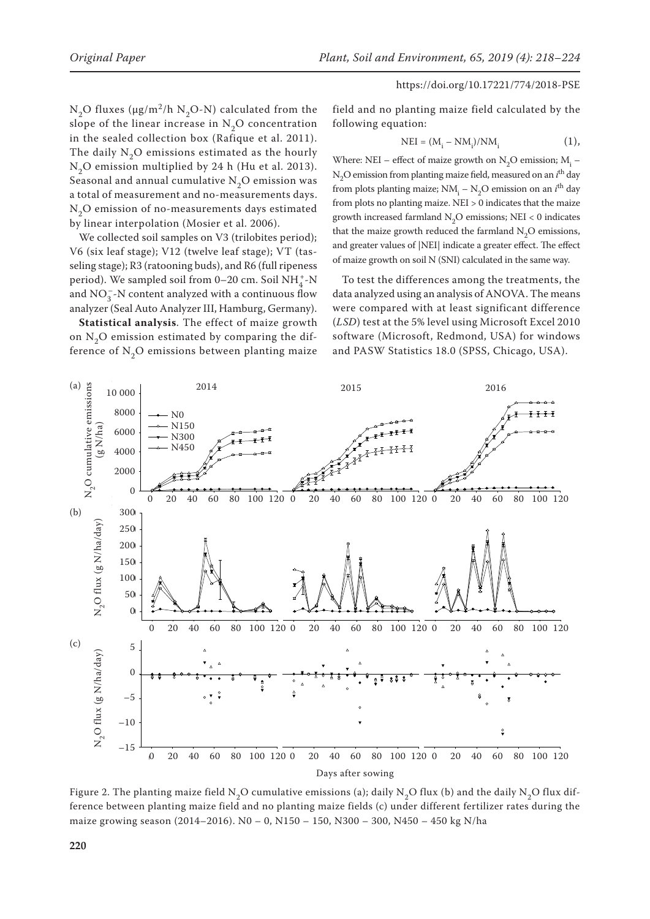$N_2O$ fluxes (μg/m²/h $N_2O$-N) calculated from the slope of the linear increase in $N_2O$ concentration in the sealed collection box (Rafique et al. 2011). The daily $N_2O$ emissions estimated as the hourly $N_2O$ emission multiplied by 24 h (Hu et al. 2013). Seasonal and annual cumulative $N_2O$ emission was a total of measurement and no-measurements days. $N_2O$ emission of no-measurements days estimated by linear interpolation (Mosier et al. 2006).

We collected soil samples on V3 (trilobites period); V6 (six leaf stage); V12 (twelve leaf stage); VT (tasseling stage); R3 (ratooning buds), and R6 (full ripeness period). We sampled soil from 0–20 cm. Soil $NH_4^+$-N and $NO_3^-$-N content analyzed with a continuous flow analyzer (Seal Auto Analyzer III, Hamburg, Germany).

**Statistical analysis**. The effect of maize growth on $N_2O$ emission estimated by comparing the difference of $N_2O$ emissions between planting maize field and no planting maize field calculated by the following equation:

$$\text{NEI} = (M_i - NM_i)/NM_i \quad (1),$$

Where: NEI – effect of maize growth on $N_2O$ emission; $M_i$ – $N_2O$ emission from planting maize field, measured on an $i^{th}$ day from plots planting maize; $NM_i$ – $N_2O$ emission on an $i^{th}$ day from plots no planting maize. NEI > 0 indicates that the maize growth increased farmland $N_2O$ emissions; NEI < 0 indicates that the maize growth reduced the farmland $N_2O$ emissions, and greater values of |NEI| indicate a greater effect. The effect of maize growth on soil N (SNI) calculated in the same way.

To test the differences among the treatments, the data analyzed using an analysis of ANOVA. The means were compared with at least significant difference (*LSD*) test at the 5% level using Microsoft Excel 2010 software (Microsoft, Redmond, USA) for windows and PASW Statistics 18.0 (SPSS, Chicago, USA).

Figure 2. The planting maize field $N_2O$ cumulative emissions (a); daily $N_2O$ flux (b) and the daily $N_2O$ flux difference between planting maize field and no planting maize fields (c) under different fertilizer rates during the maize growing season (2014–2016). N0 – 0, N150 – 150, N300 – 300, N450 – 450 kg N/ha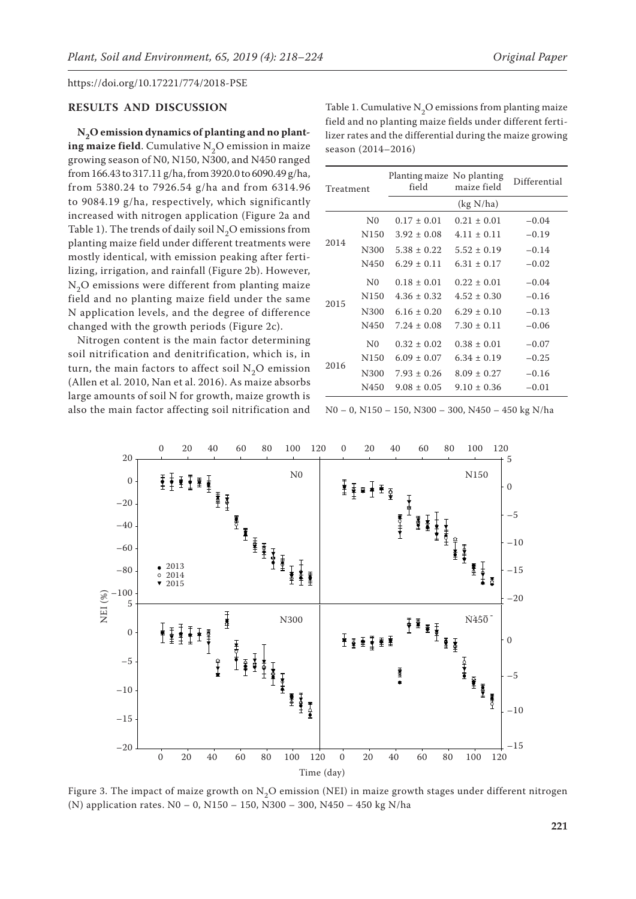## RESULTS AND DISCUSSION

**$N_2O$ emission dynamics of planting and no planting maize field**. Cumulative $N_2O$ emission in maize growing season of N0, N150, N300, and N450 ranged from 166.43 to 317.11 g/ha, from 3920.0 to 6090.49 g/ha, from 5380.24 to 7926.54 g/ha and from 6314.96 to 9084.19 g/ha, respectively, which significantly increased with nitrogen application (Figure 2a and Table 1). The trends of daily soil $N_2O$ emissions from planting maize field under different treatments were mostly identical, with emission peaking after fertilizing, irrigation, and rainfall (Figure 2b). However, $N_2O$ emissions were different from planting maize field and no planting maize field under the same N application levels, and the degree of difference changed with the growth periods (Figure 2c).

Nitrogen content is the main factor determining soil nitrification and denitrification, which is, in turn, the main factors to affect soil $N_2O$ emission (Allen et al. 2010, Nan et al. 2016). As maize absorbs large amounts of soil N for growth, maize growth is also the main factor affecting soil nitrification and

Table 1. Cumulative $N_2O$ emissions from planting maize field and no planting maize fields under different fertilizer rates and the differential during the maize growing season (2014–2016)

| Treatment | | Planting maize field | No planting maize field | Differential |
|---|---|---|---|---|
| | | (kg N/ha) | | |
| 2014 | N0 | 0.17 ± 0.01 | 0.21 ± 0.01 | −0.04 |
| | N150 | 3.92 ± 0.08 | 4.11 ± 0.11 | −0.19 |
| | N300 | 5.38 ± 0.22 | 5.52 ± 0.19 | −0.14 |
| | N450 | 6.29 ± 0.11 | 6.31 ± 0.17 | −0.02 |
| 2015 | N0 | 0.18 ± 0.01 | 0.22 ± 0.01 | −0.04 |
| | N150 | 4.36 ± 0.32 | 4.52 ± 0.30 | −0.16 |
| | N300 | 6.16 ± 0.20 | 6.29 ± 0.10 | −0.13 |
| | N450 | 7.24 ± 0.08 | 7.30 ± 0.11 | −0.06 |
| 2016 | N0 | 0.32 ± 0.02 | 0.38 ± 0.01 | −0.07 |
| | N150 | 6.09 ± 0.07 | 6.34 ± 0.19 | −0.25 |
| | N300 | 7.93 ± 0.26 | 8.09 ± 0.27 | −0.16 |
| | N450 | 9.08 ± 0.05 | 9.10 ± 0.36 | −0.01 |

N0 – 0, N150 – 150, N300 – 300, N450 – 450 kg N/ha

Figure 3. The impact of maize growth on $N_2O$ emission (NEI) in maize growth stages under different nitrogen (N) application rates. N0 – 0, N150 – 150, N300 – 300, N450 – 450 kg N/ha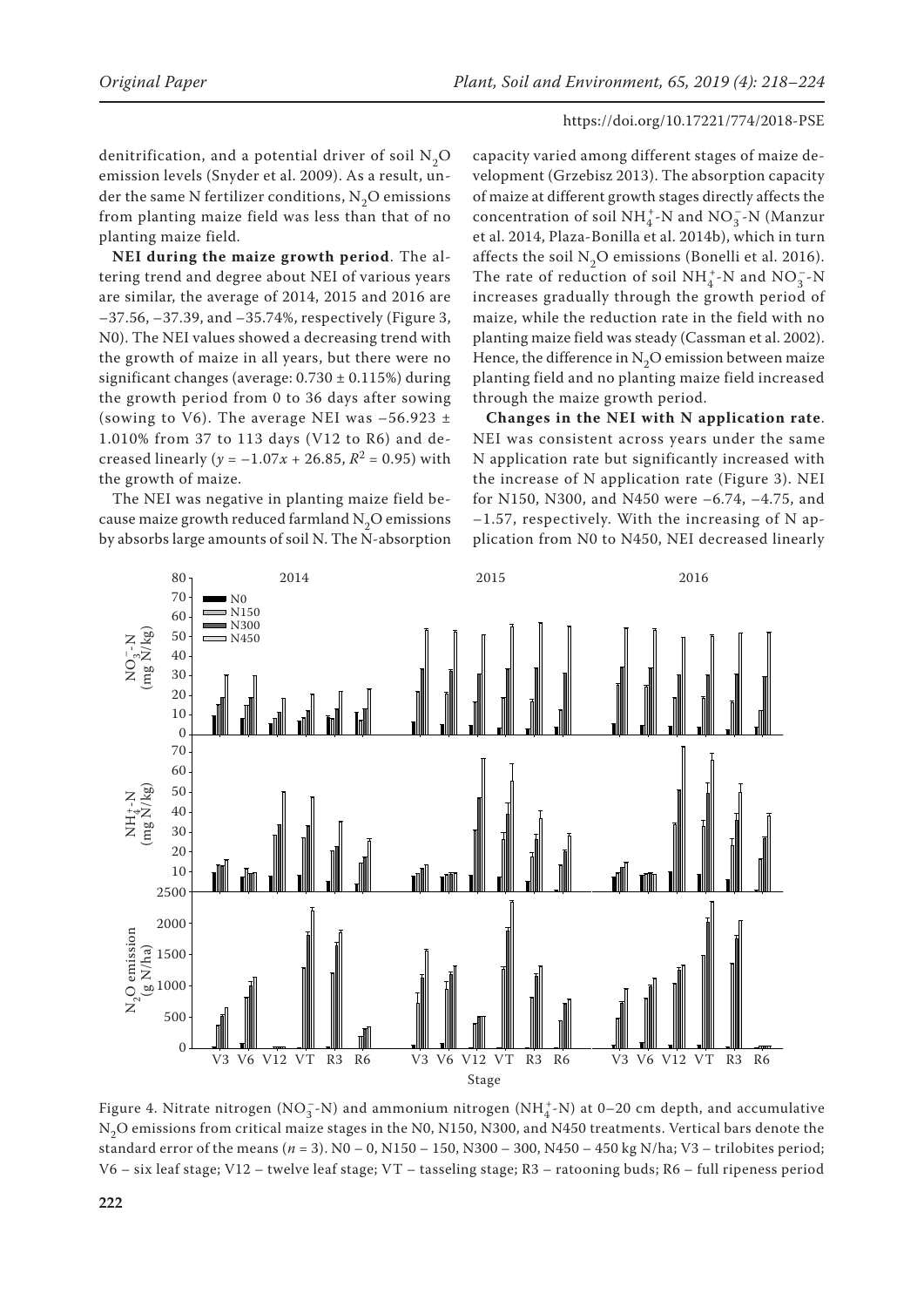denitrification, and a potential driver of soil $N_2O$ emission levels (Snyder et al. 2009). As a result, under the same N fertilizer conditions, $N_2O$ emissions from planting maize field was less than that of no planting maize field.

**NEI during the maize growth period**. The altering trend and degree about NEI of various years are similar, the average of 2014, 2015 and 2016 are −37.56, −37.39, and −35.74%, respectively (Figure 3, N0). The NEI values showed a decreasing trend with the growth of maize in all years, but there were no significant changes (average: 0.730 ± 0.115%) during the growth period from 0 to 36 days after sowing (sowing to V6). The average NEI was −56.923 ± 1.010% from 37 to 113 days (V12 to R6) and decreased linearly ($y = -1.07x + 26.85$, $R^2 = 0.95$) with the growth of maize.

The NEI was negative in planting maize field because maize growth reduced farmland $N_2O$ emissions by absorbs large amounts of soil N. The N-absorption capacity varied among different stages of maize development (Grzebisz 2013). The absorption capacity of maize at different growth stages directly affects the concentration of soil $NH_4^+$-N and $NO_3^-$-N (Manzur et al. 2014, Plaza-Bonilla et al. 2014b), which in turn affects the soil $N_2O$ emissions (Bonelli et al. 2016). The rate of reduction of soil $NH_4^+$-N and $NO_3^-$-N increases gradually through the growth period of maize, while the reduction rate in the field with no planting maize field was steady (Cassman et al. 2002). Hence, the difference in $N_2O$ emission between maize planting field and no planting maize field increased through the maize growth period.

**Changes in the NEI with N application rate**. NEI was consistent across years under the same N application rate but significantly increased with the increase of N application rate (Figure 3). NEI for N150, N300, and N450 were −6.74, −4.75, and −1.57, respectively. With the increasing of N application from N0 to N450, NEI decreased linearly

Figure 4. Nitrate nitrogen ($NO_3^-$-N) and ammonium nitrogen ($NH_4^+$-N) at 0–20 cm depth, and accumulative $N_2O$ emissions from critical maize stages in the N0, N150, N300, and N450 treatments. Vertical bars denote the standard error of the means ($n = 3$). N0 – 0, N150 – 150, N300 – 300, N450 – 450 kg N/ha; V3 – trilobites period; V6 – six leaf stage; V12 – twelve leaf stage; VT – tasseling stage; R3 – ratooning buds; R6 – full ripeness period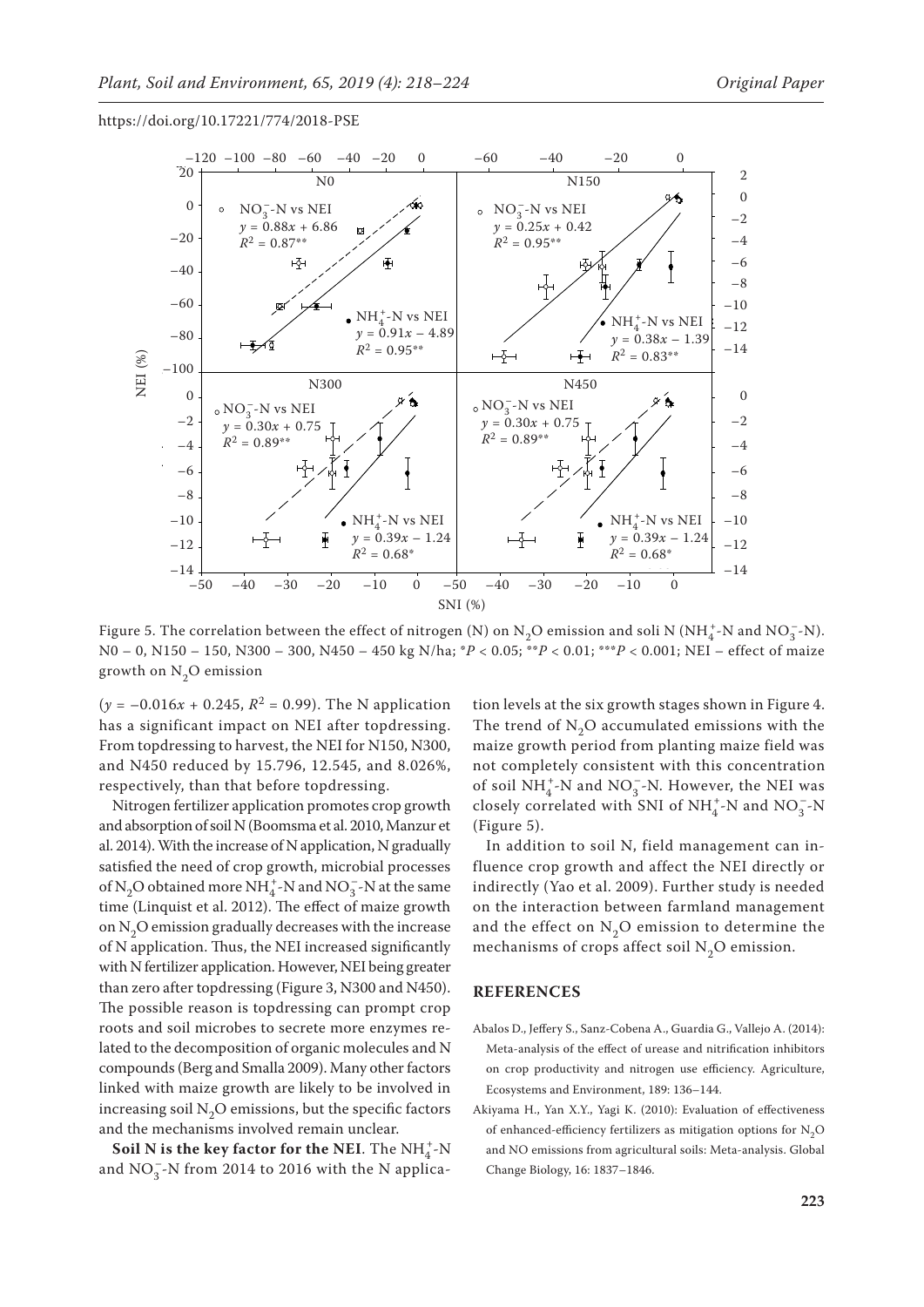Figure 5. The correlation between the effect of nitrogen (N) on $N_2O$ emission and soli N ($NH_4^+$-N and $NO_3^-$-N). N0 – 0, N150 – 150, N300 – 300, N450 – 450 kg N/ha; \*$P < 0.05$; \*\*$P < 0.01$; \*\*\*$P < 0.001$; NEI – effect of maize growth on $N_2O$ emission

($y = -0.016x + 0.245$, $R^2 = 0.99$). The N application has a significant impact on NEI after topdressing. From topdressing to harvest, the NEI for N150, N300, and N450 reduced by 15.796, 12.545, and 8.026%, respectively, than that before topdressing.

Nitrogen fertilizer application promotes crop growth and absorption of soil N (Boomsma et al. 2010, Manzur et al. 2014). With the increase of N application, N gradually satisfied the need of crop growth, microbial processes of $N_2O$ obtained more $NH_4^+$-N and $NO_3^-$-N at the same time (Linquist et al. 2012). The effect of maize growth on $N_2O$ emission gradually decreases with the increase of N application. Thus, the NEI increased significantly with N fertilizer application. However, NEI being greater than zero after topdressing (Figure 3, N300 and N450). The possible reason is topdressing can prompt crop roots and soil microbes to secrete more enzymes related to the decomposition of organic molecules and N compounds (Berg and Smalla 2009). Many other factors linked with maize growth are likely to be involved in increasing soil $N_2O$ emissions, but the specific factors and the mechanisms involved remain unclear.

**Soil N is the key factor for the NEI**. The $NH_4^+$-N and $NO_3^-$-N from 2014 to 2016 with the N application levels at the six growth stages shown in Figure 4. The trend of $N_2O$ accumulated emissions with the maize growth period from planting maize field was not completely consistent with this concentration of soil $NH_4^+$-N and $NO_3^-$-N. However, the NEI was closely correlated with SNI of $NH_4^+$-N and $NO_3^-$-N (Figure 5).

In addition to soil N, field management can influence crop growth and affect the NEI directly or indirectly (Yao et al. 2009). Further study is needed on the interaction between farmland management and the effect on $N_2O$ emission to determine the mechanisms of crops affect soil $N_2O$ emission.

## REFERENCES

Abalos D., Jeffery S., Sanz-Cobena A., Guardia G., Vallejo A. (2014): Meta-analysis of the effect of urease and nitrification inhibitors on crop productivity and nitrogen use efficiency. Agriculture, Ecosystems and Environment, 189: 136–144.

Akiyama H., Yan X.Y., Yagi K. (2010): Evaluation of effectiveness of enhanced-efficiency fertilizers as mitigation options for $N_2O$ and NO emissions from agricultural soils: Meta-analysis. Global Change Biology, 16: 1837–1846.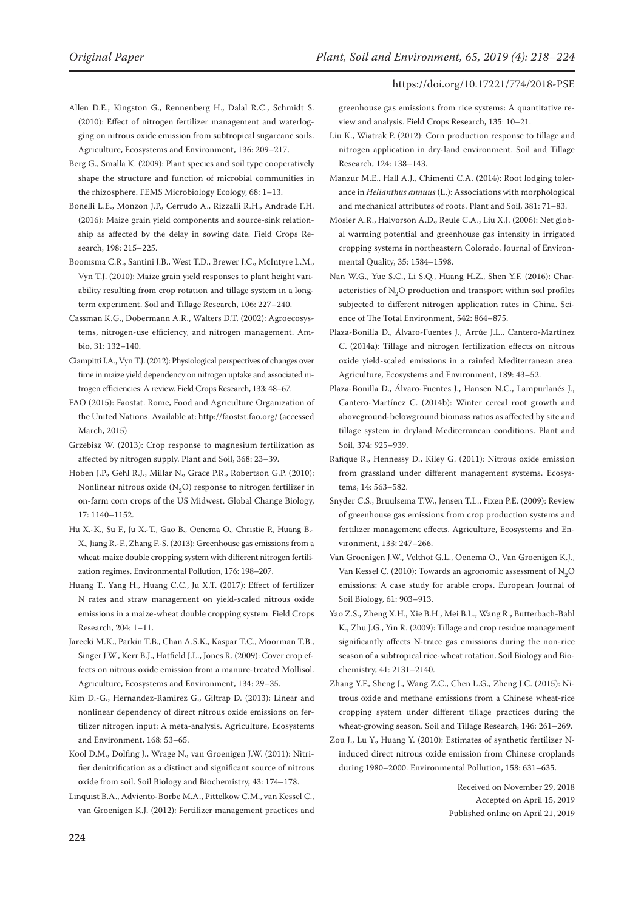Allen D.E., Kingston G., Rennenberg H., Dalal R.C., Schmidt S. (2010): Effect of nitrogen fertilizer management and waterlogging on nitrous oxide emission from subtropical sugarcane soils. Agriculture, Ecosystems and Environment, 136: 209–217.

Berg G., Smalla K. (2009): Plant species and soil type cooperatively shape the structure and function of microbial communities in the rhizosphere. FEMS Microbiology Ecology, 68: 1–13.

Bonelli L.E., Monzon J.P., Cerrudo A., Rizzalli R.H., Andrade F.H. (2016): Maize grain yield components and source-sink relationship as affected by the delay in sowing date. Field Crops Research, 198: 215–225.

Boomsma C.R., Santini J.B., West T.D., Brewer J.C., McIntyre L.M., Vyn T.J. (2010): Maize grain yield responses to plant height variability resulting from crop rotation and tillage system in a long-term experiment. Soil and Tillage Research, 106: 227–240.

Cassman K.G., Dobermann A.R., Walters D.T. (2002): Agroecosystems, nitrogen-use efficiency, and nitrogen management. Ambio, 31: 132–140.

Ciampitti I.A., Vyn T.J. (2012): Physiological perspectives of changes over time in maize yield dependency on nitrogen uptake and associated nitrogen efficiencies: A review. Field Crops Research, 133: 48–67.

FAO (2015): Faostat. Rome, Food and Agriculture Organization of the United Nations. Available at: http://faostst.fao.org/ (accessed March, 2015)

Grzebisz W. (2013): Crop response to magnesium fertilization as affected by nitrogen supply. Plant and Soil, 368: 23–39.

Hoben J.P., Gehl R.J., Millar N., Grace P.R., Robertson G.P. (2010): Nonlinear nitrous oxide ($N_2O$) response to nitrogen fertilizer in on-farm corn crops of the US Midwest. Global Change Biology, 17: 1140–1152.

Hu X.-K., Su F., Ju X.-T., Gao B., Oenema O., Christie P., Huang B.-X., Jiang R.-F., Zhang F.-S. (2013): Greenhouse gas emissions from a wheat-maize double cropping system with different nitrogen fertilization regimes. Environmental Pollution, 176: 198–207.

Huang T., Yang H., Huang C.C., Ju X.T. (2017): Effect of fertilizer N rates and straw management on yield-scaled nitrous oxide emissions in a maize-wheat double cropping system. Field Crops Research, 204: 1–11.

Jarecki M.K., Parkin T.B., Chan A.S.K., Kaspar T.C., Moorman T.B., Singer J.W., Kerr B.J., Hatfield J.L., Jones R. (2009): Cover crop effects on nitrous oxide emission from a manure-treated Mollisol. Agriculture, Ecosystems and Environment, 134: 29–35.

Kim D.-G., Hernandez-Ramirez G., Giltrap D. (2013): Linear and nonlinear dependency of direct nitrous oxide emissions on fertilizer nitrogen input: A meta-analysis. Agriculture, Ecosystems and Environment, 168: 53–65.

Kool D.M., Dolfing J., Wrage N., van Groenigen J.W. (2011): Nitrifier denitrification as a distinct and significant source of nitrous oxide from soil. Soil Biology and Biochemistry, 43: 174–178.

Linquist B.A., Adviento-Borbe M.A., Pittelkow C.M., van Kessel C., van Groenigen K.J. (2012): Fertilizer management practices and greenhouse gas emissions from rice systems: A quantitative review and analysis. Field Crops Research, 135: 10–21.

Liu K., Wiatrak P. (2012): Corn production response to tillage and nitrogen application in dry-land environment. Soil and Tillage Research, 124: 138–143.

Manzur M.E., Hall A.J., Chimenti C.A. (2014): Root lodging tolerance in *Helianthus annuus* (L.): Associations with morphological and mechanical attributes of roots. Plant and Soil, 381: 71–83.

Mosier A.R., Halvorson A.D., Reule C.A., Liu X.J. (2006): Net global warming potential and greenhouse gas intensity in irrigated cropping systems in northeastern Colorado. Journal of Environmental Quality, 35: 1584–1598.

Nan W.G., Yue S.C., Li S.Q., Huang H.Z., Shen Y.F. (2016): Characteristics of $N_2O$ production and transport within soil profiles subjected to different nitrogen application rates in China. Science of The Total Environment, 542: 864–875.

Plaza-Bonilla D., Álvaro-Fuentes J., Arrúe J.L., Cantero-Martínez C. (2014a): Tillage and nitrogen fertilization effects on nitrous oxide yield-scaled emissions in a rainfed Mediterranean area. Agriculture, Ecosystems and Environment, 189: 43–52.

Plaza-Bonilla D., Álvaro-Fuentes J., Hansen N.C., Lampurlanés J., Cantero-Martínez C. (2014b): Winter cereal root growth and aboveground-belowground biomass ratios as affected by site and tillage system in dryland Mediterranean conditions. Plant and Soil, 374: 925–939.

Rafique R., Hennessy D., Kiley G. (2011): Nitrous oxide emission from grassland under different management systems. Ecosystems, 14: 563–582.

Snyder C.S., Bruulsema T.W., Jensen T.L., Fixen P.E. (2009): Review of greenhouse gas emissions from crop production systems and fertilizer management effects. Agriculture, Ecosystems and Environment, 133: 247–266.

Van Groenigen J.W., Velthof G.L., Oenema O., Van Groenigen K.J., Van Kessel C. (2010): Towards an agronomic assessment of $N_2O$ emissions: A case study for arable crops. European Journal of Soil Biology, 61: 903–913.

Yao Z.S., Zheng X.H., Xie B.H., Mei B.L., Wang R., Butterbach-Bahl K., Zhu J.G., Yin R. (2009): Tillage and crop residue management significantly affects N-trace gas emissions during the non-rice season of a subtropical rice-wheat rotation. Soil Biology and Biochemistry, 41: 2131–2140.

Zhang Y.F., Sheng J., Wang Z.C., Chen L.G., Zheng J.C. (2015): Nitrous oxide and methane emissions from a Chinese wheat-rice cropping system under different tillage practices during the wheat-growing season. Soil and Tillage Research, 146: 261–269.

Zou J., Lu Y., Huang Y. (2010): Estimates of synthetic fertilizer N-induced direct nitrous oxide emission from Chinese croplands during 1980–2000. Environmental Pollution, 158: 631–635.

Received on November 29, 2018
Accepted on April 15, 2019
Published online on April 21, 2019